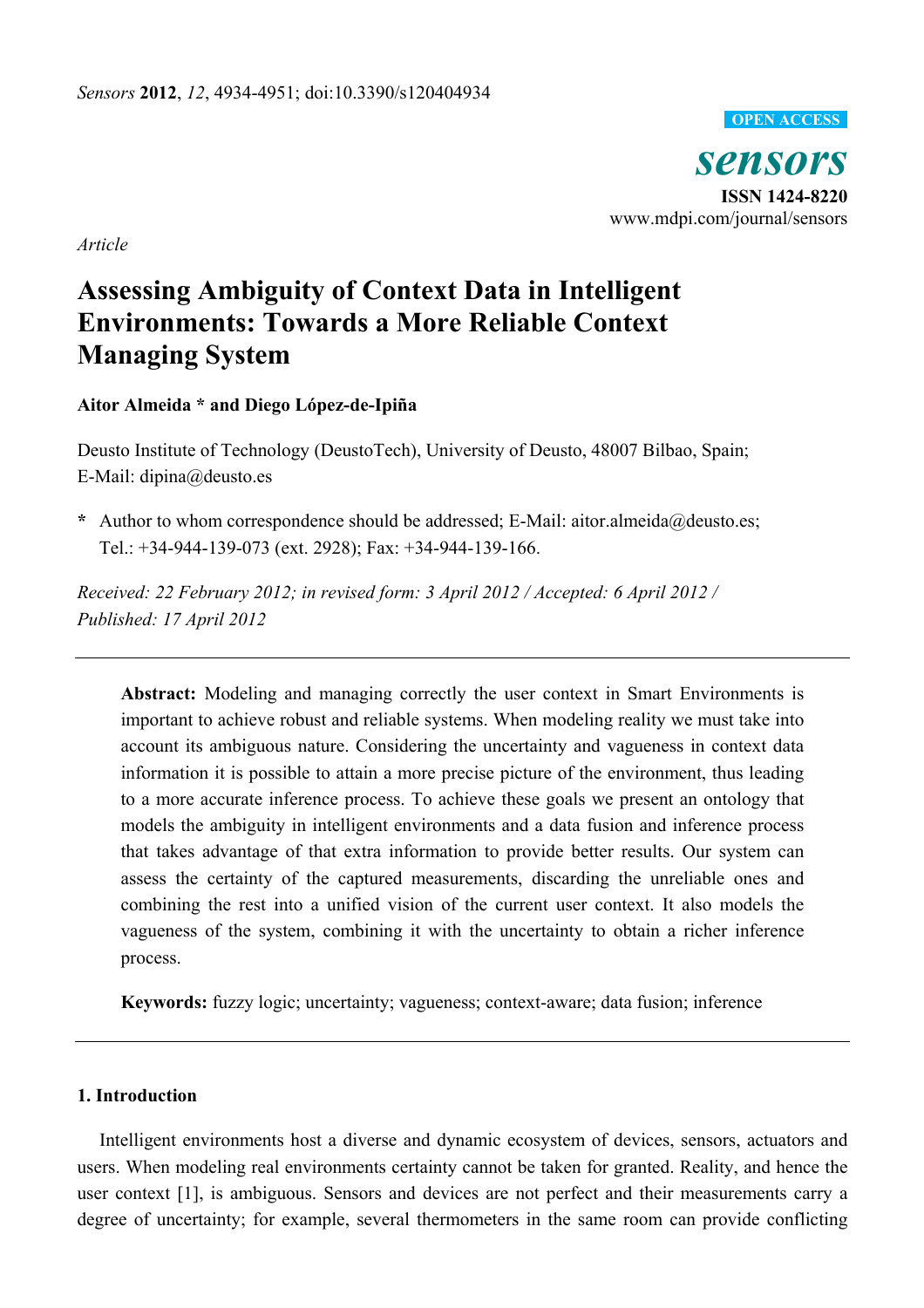*Sensors* **2012**, *12*, 4934-4951; doi:10.3390/s120404934

OPEN ACCESS

**sensors**

**ISSN 1424-8220**

www.mdpi.com/journal/sensors

*Article*

# Assessing Ambiguity of Context Data in Intelligent Environments: Towards a More Reliable Context Managing System

**Aitor Almeida * and Diego López-de-Ipiña**

Deusto Institute of Technology (DeustoTech), University of Deusto, 48007 Bilbao, Spain; E-Mail: dipina@deusto.es

**\*** Author to whom correspondence should be addressed; E-Mail: aitor.almeida@deusto.es; Tel.: +34-944-139-073 (ext. 2928); Fax: +34-944-139-166.

*Received: 22 February 2012; in revised form: 3 April 2012 / Accepted: 6 April 2012 / Published: 17 April 2012*

---

**Abstract:** Modeling and managing correctly the user context in Smart Environments is important to achieve robust and reliable systems. When modeling reality we must take into account its ambiguous nature. Considering the uncertainty and vagueness in context data information it is possible to attain a more precise picture of the environment, thus leading to a more accurate inference process. To achieve these goals we present an ontology that models the ambiguity in intelligent environments and a data fusion and inference process that takes advantage of that extra information to provide better results. Our system can assess the certainty of the captured measurements, discarding the unreliable ones and combining the rest into a unified vision of the current user context. It also models the vagueness of the system, combining it with the uncertainty to obtain a richer inference process.

**Keywords:** fuzzy logic; uncertainty; vagueness; context-aware; data fusion; inference

---

## 1. Introduction

Intelligent environments host a diverse and dynamic ecosystem of devices, sensors, actuators and users. When modeling real environments certainty cannot be taken for granted. Reality, and hence the user context [1], is ambiguous. Sensors and devices are not perfect and their measurements carry a degree of uncertainty; for example, several thermometers in the same room can provide conflicting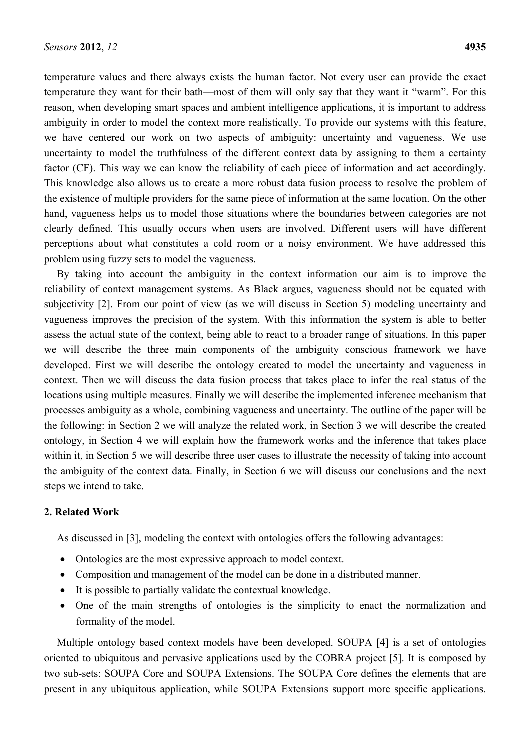temperature values and there always exists the human factor. Not every user can provide the exact temperature they want for their bath—most of them will only say that they want it "warm". For this reason, when developing smart spaces and ambient intelligence applications, it is important to address ambiguity in order to model the context more realistically. To provide our systems with this feature, we have centered our work on two aspects of ambiguity: uncertainty and vagueness. We use uncertainty to model the truthfulness of the different context data by assigning to them a certainty factor (CF). This way we can know the reliability of each piece of information and act accordingly. This knowledge also allows us to create a more robust data fusion process to resolve the problem of the existence of multiple providers for the same piece of information at the same location. On the other hand, vagueness helps us to model those situations where the boundaries between categories are not clearly defined. This usually occurs when users are involved. Different users will have different perceptions about what constitutes a cold room or a noisy environment. We have addressed this problem using fuzzy sets to model the vagueness.

By taking into account the ambiguity in the context information our aim is to improve the reliability of context management systems. As Black argues, vagueness should not be equated with subjectivity [2]. From our point of view (as we will discuss in Section 5) modeling uncertainty and vagueness improves the precision of the system. With this information the system is able to better assess the actual state of the context, being able to react to a broader range of situations. In this paper we will describe the three main components of the ambiguity conscious framework we have developed. First we will describe the ontology created to model the uncertainty and vagueness in context. Then we will discuss the data fusion process that takes place to infer the real status of the locations using multiple measures. Finally we will describe the implemented inference mechanism that processes ambiguity as a whole, combining vagueness and uncertainty. The outline of the paper will be the following: in Section 2 we will analyze the related work, in Section 3 we will describe the created ontology, in Section 4 we will explain how the framework works and the inference that takes place within it, in Section 5 we will describe three user cases to illustrate the necessity of taking into account the ambiguity of the context data. Finally, in Section 6 we will discuss our conclusions and the next steps we intend to take.

## 2. Related Work

As discussed in [3], modeling the context with ontologies offers the following advantages:

- Ontologies are the most expressive approach to model context.
- Composition and management of the model can be done in a distributed manner.
- It is possible to partially validate the contextual knowledge.
- One of the main strengths of ontologies is the simplicity to enact the normalization and formality of the model.

Multiple ontology based context models have been developed. SOUPA [4] is a set of ontologies oriented to ubiquitous and pervasive applications used by the COBRA project [5]. It is composed by two sub-sets: SOUPA Core and SOUPA Extensions. The SOUPA Core defines the elements that are present in any ubiquitous application, while SOUPA Extensions support more specific applications.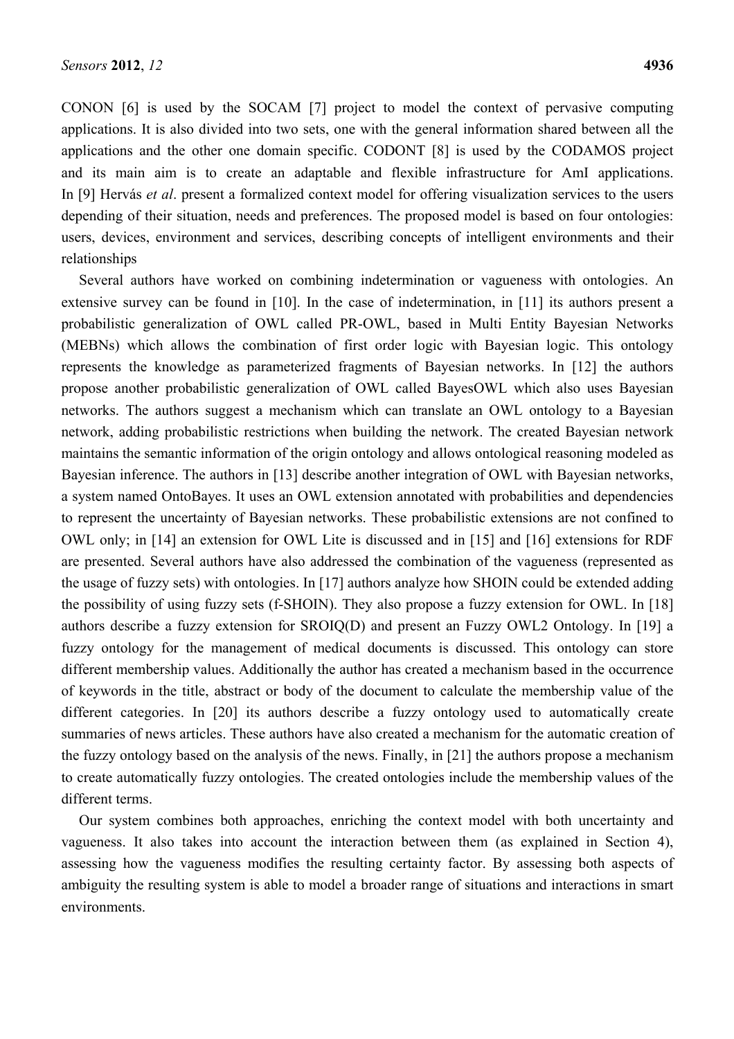CONON [6] is used by the SOCAM [7] project to model the context of pervasive computing applications. It is also divided into two sets, one with the general information shared between all the applications and the other one domain specific. CODONT [8] is used by the CODAMOS project and its main aim is to create an adaptable and flexible infrastructure for AmI applications. In [9] Hervás *et al*. present a formalized context model for offering visualization services to the users depending of their situation, needs and preferences. The proposed model is based on four ontologies: users, devices, environment and services, describing concepts of intelligent environments and their relationships

Several authors have worked on combining indetermination or vagueness with ontologies. An extensive survey can be found in [10]. In the case of indetermination, in [11] its authors present a probabilistic generalization of OWL called PR-OWL, based in Multi Entity Bayesian Networks (MEBNs) which allows the combination of first order logic with Bayesian logic. This ontology represents the knowledge as parameterized fragments of Bayesian networks. In [12] the authors propose another probabilistic generalization of OWL called BayesOWL which also uses Bayesian networks. The authors suggest a mechanism which can translate an OWL ontology to a Bayesian network, adding probabilistic restrictions when building the network. The created Bayesian network maintains the semantic information of the origin ontology and allows ontological reasoning modeled as Bayesian inference. The authors in [13] describe another integration of OWL with Bayesian networks, a system named OntoBayes. It uses an OWL extension annotated with probabilities and dependencies to represent the uncertainty of Bayesian networks. These probabilistic extensions are not confined to OWL only; in [14] an extension for OWL Lite is discussed and in [15] and [16] extensions for RDF are presented. Several authors have also addressed the combination of the vagueness (represented as the usage of fuzzy sets) with ontologies. In [17] authors analyze how SHOIN could be extended adding the possibility of using fuzzy sets (f-SHOIN). They also propose a fuzzy extension for OWL. In [18] authors describe a fuzzy extension for SROIQ(D) and present an Fuzzy OWL2 Ontology. In [19] a fuzzy ontology for the management of medical documents is discussed. This ontology can store different membership values. Additionally the author has created a mechanism based in the occurrence of keywords in the title, abstract or body of the document to calculate the membership value of the different categories. In [20] its authors describe a fuzzy ontology used to automatically create summaries of news articles. These authors have also created a mechanism for the automatic creation of the fuzzy ontology based on the analysis of the news. Finally, in [21] the authors propose a mechanism to create automatically fuzzy ontologies. The created ontologies include the membership values of the different terms.

Our system combines both approaches, enriching the context model with both uncertainty and vagueness. It also takes into account the interaction between them (as explained in Section 4), assessing how the vagueness modifies the resulting certainty factor. By assessing both aspects of ambiguity the resulting system is able to model a broader range of situations and interactions in smart environments.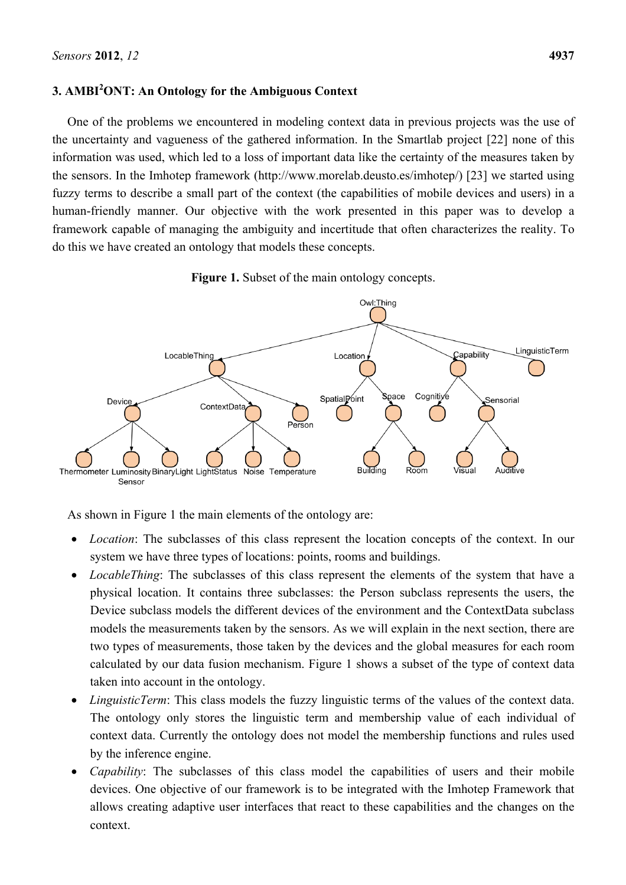## 3. AMBI$^2$ONT: An Ontology for the Ambiguous Context

One of the problems we encountered in modeling context data in previous projects was the use of the uncertainty and vagueness of the gathered information. In the Smartlab project [22] none of this information was used, which led to a loss of important data like the certainty of the measures taken by the sensors. In the Imhotep framework (http://www.morelab.deusto.es/imhotep/) [23] we started using fuzzy terms to describe a small part of the context (the capabilities of mobile devices and users) in a human-friendly manner. Our objective with the work presented in this paper was to develop a framework capable of managing the ambiguity and incertitude that often characterizes the reality. To do this we have created an ontology that models these concepts.

**Figure 1.** Subset of the main ontology concepts.

As shown in Figure 1 the main elements of the ontology are:

- *Location*: The subclasses of this class represent the location concepts of the context. In our system we have three types of locations: points, rooms and buildings.
- *LocableThing*: The subclasses of this class represent the elements of the system that have a physical location. It contains three subclasses: the Person subclass represents the users, the Device subclass models the different devices of the environment and the ContextData subclass models the measurements taken by the sensors. As we will explain in the next section, there are two types of measurements, those taken by the devices and the global measures for each room calculated by our data fusion mechanism. Figure 1 shows a subset of the type of context data taken into account in the ontology.
- *LinguisticTerm*: This class models the fuzzy linguistic terms of the values of the context data. The ontology only stores the linguistic term and membership value of each individual of context data. Currently the ontology does not model the membership functions and rules used by the inference engine.
- *Capability*: The subclasses of this class model the capabilities of users and their mobile devices. One objective of our framework is to be integrated with the Imhotep Framework that allows creating adaptive user interfaces that react to these capabilities and the changes on the context.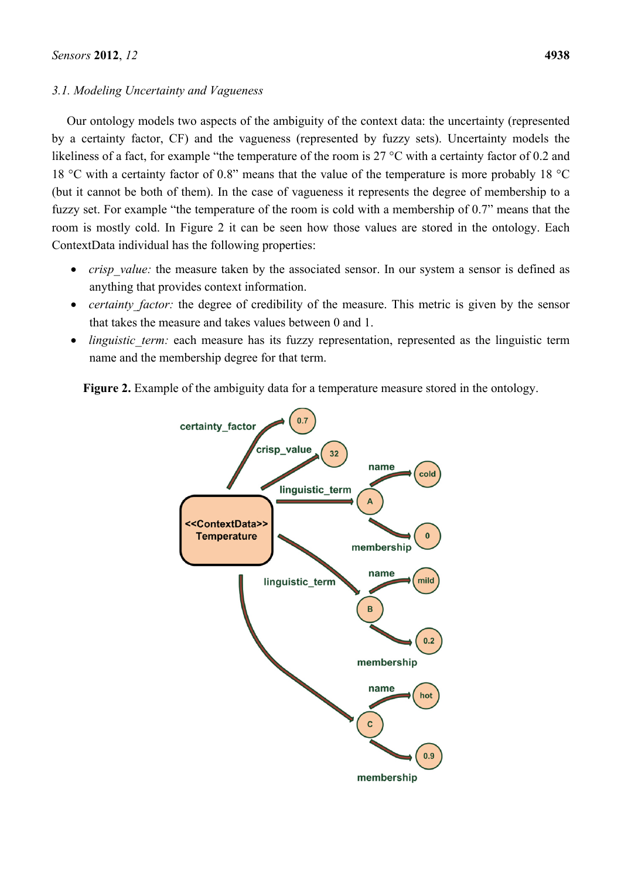### 3.1. Modeling Uncertainty and Vagueness

Our ontology models two aspects of the ambiguity of the context data: the uncertainty (represented by a certainty factor, CF) and the vagueness (represented by fuzzy sets). Uncertainty models the likeliness of a fact, for example "the temperature of the room is 27 °C with a certainty factor of 0.2 and 18 °C with a certainty factor of 0.8" means that the value of the temperature is more probably 18 °C (but it cannot be both of them). In the case of vagueness it represents the degree of membership to a fuzzy set. For example "the temperature of the room is cold with a membership of 0.7" means that the room is mostly cold. In Figure 2 it can be seen how those values are stored in the ontology. Each ContextData individual has the following properties:

- *crisp_value:* the measure taken by the associated sensor. In our system a sensor is defined as anything that provides context information.
- *certainty_factor:* the degree of credibility of the measure. This metric is given by the sensor that takes the measure and takes values between 0 and 1.
- *linguistic_term:* each measure has its fuzzy representation, represented as the linguistic term name and the membership degree for that term.

**Figure 2.** Example of the ambiguity data for a temperature measure stored in the ontology.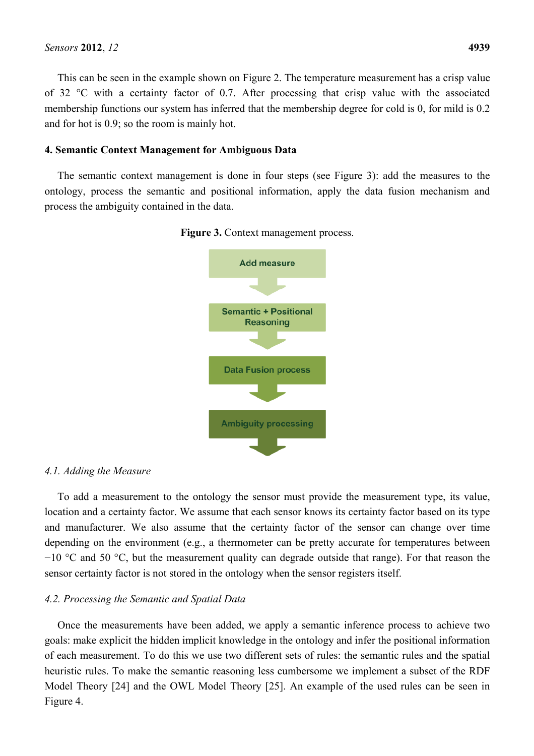This can be seen in the example shown on Figure 2. The temperature measurement has a crisp value of 32 °C with a certainty factor of 0.7. After processing that crisp value with the associated membership functions our system has inferred that the membership degree for cold is 0, for mild is 0.2 and for hot is 0.9; so the room is mainly hot.

## 4. Semantic Context Management for Ambiguous Data

The semantic context management is done in four steps (see Figure 3): add the measures to the ontology, process the semantic and positional information, apply the data fusion mechanism and process the ambiguity contained in the data.

**Figure 3.** Context management process.

Add measure

Semantic + Positional Reasoning

Data Fusion process

Ambiguity processing

### *4.1. Adding the Measure*

To add a measurement to the ontology the sensor must provide the measurement type, its value, location and a certainty factor. We assume that each sensor knows its certainty factor based on its type and manufacturer. We also assume that the certainty factor of the sensor can change over time depending on the environment (e.g., a thermometer can be pretty accurate for temperatures between −10 °C and 50 °C, but the measurement quality can degrade outside that range). For that reason the sensor certainty factor is not stored in the ontology when the sensor registers itself.

### *4.2. Processing the Semantic and Spatial Data*

Once the measurements have been added, we apply a semantic inference process to achieve two goals: make explicit the hidden implicit knowledge in the ontology and infer the positional information of each measurement. To do this we use two different sets of rules: the semantic rules and the spatial heuristic rules. To make the semantic reasoning less cumbersome we implement a subset of the RDF Model Theory [24] and the OWL Model Theory [25]. An example of the used rules can be seen in Figure 4.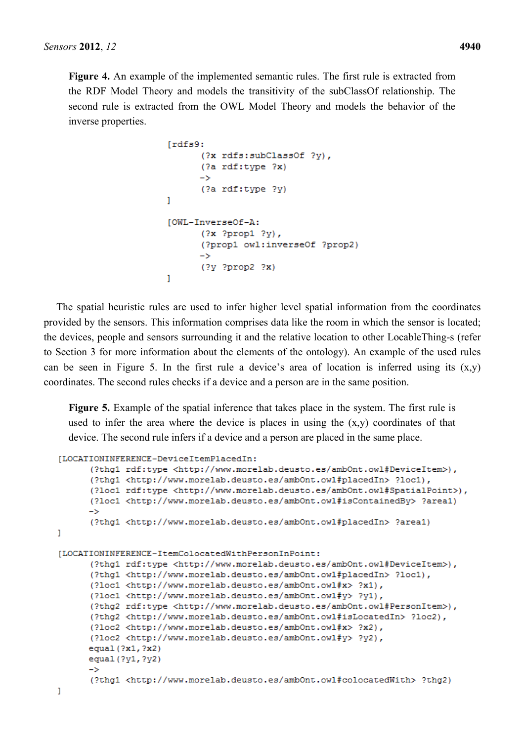**Figure 4.** An example of the implemented semantic rules. The first rule is extracted from the RDF Model Theory and models the transitivity of the subClassOf relationship. The second rule is extracted from the OWL Model Theory and models the behavior of the inverse properties.

```
[rdfs9:
      (?x rdfs:subClassOf ?y),
      (?a rdf:type ?x)
      ->
      (?a rdf:type ?y)
]

[OWL-InverseOf-A:
      (?x ?prop1 ?y),
      (?prop1 owl:inverseOf ?prop2)
      ->
      (?y ?prop2 ?x)
]
```

The spatial heuristic rules are used to infer higher level spatial information from the coordinates provided by the sensors. This information comprises data like the room in which the sensor is located; the devices, people and sensors surrounding it and the relative location to other LocableThing-s (refer to Section 3 for more information about the elements of the ontology). An example of the used rules can be seen in Figure 5. In the first rule a device's area of location is inferred using its (x,y) coordinates. The second rules checks if a device and a person are in the same position.

**Figure 5.** Example of the spatial inference that takes place in the system. The first rule is used to infer the area where the device is places in using the (x,y) coordinates of that device. The second rule infers if a device and a person are placed in the same place.

```
[LOCATIONINFERENCE-DeviceItemPlacedIn:
      (?thg1 rdf:type <http://www.morelab.deusto.es/ambOnt.owl#DeviceItem>),
      (?thg1 <http://www.morelab.deusto.es/ambOnt.owl#placedIn> ?loc1),
      (?loc1 rdf:type <http://www.morelab.deusto.es/ambOnt.owl#SpatialPoint>),
      (?loc1 <http://www.morelab.deusto.es/ambOnt.owl#isContainedBy> ?area1)
      ->
      (?thg1 <http://www.morelab.deusto.es/ambOnt.owl#placedIn> ?area1)
]

[LOCATIONINFERENCE-ItemColocatedWithPersonInPoint:
      (?thg1 rdf:type <http://www.morelab.deusto.es/ambOnt.owl#DeviceItem>),
      (?thg1 <http://www.morelab.deusto.es/ambOnt.owl#placedIn> ?loc1),
      (?loc1 <http://www.morelab.deusto.es/ambOnt.owl#x> ?x1),
      (?loc1 <http://www.morelab.deusto.es/ambOnt.owl#y> ?y1),
      (?thg2 rdf:type <http://www.morelab.deusto.es/ambOnt.owl#PersonItem>),
      (?thg2 <http://www.morelab.deusto.es/ambOnt.owl#isLocatedIn> ?loc2),
      (?loc2 <http://www.morelab.deusto.es/ambOnt.owl#x> ?x2),
      (?loc2 <http://www.morelab.deusto.es/ambOnt.owl#y> ?y2),
      equal(?x1,?x2)
      equal(?y1,?y2)
      ->
      (?thg1 <http://www.morelab.deusto.es/ambOnt.owl#colocatedWith> ?thg2)
]
```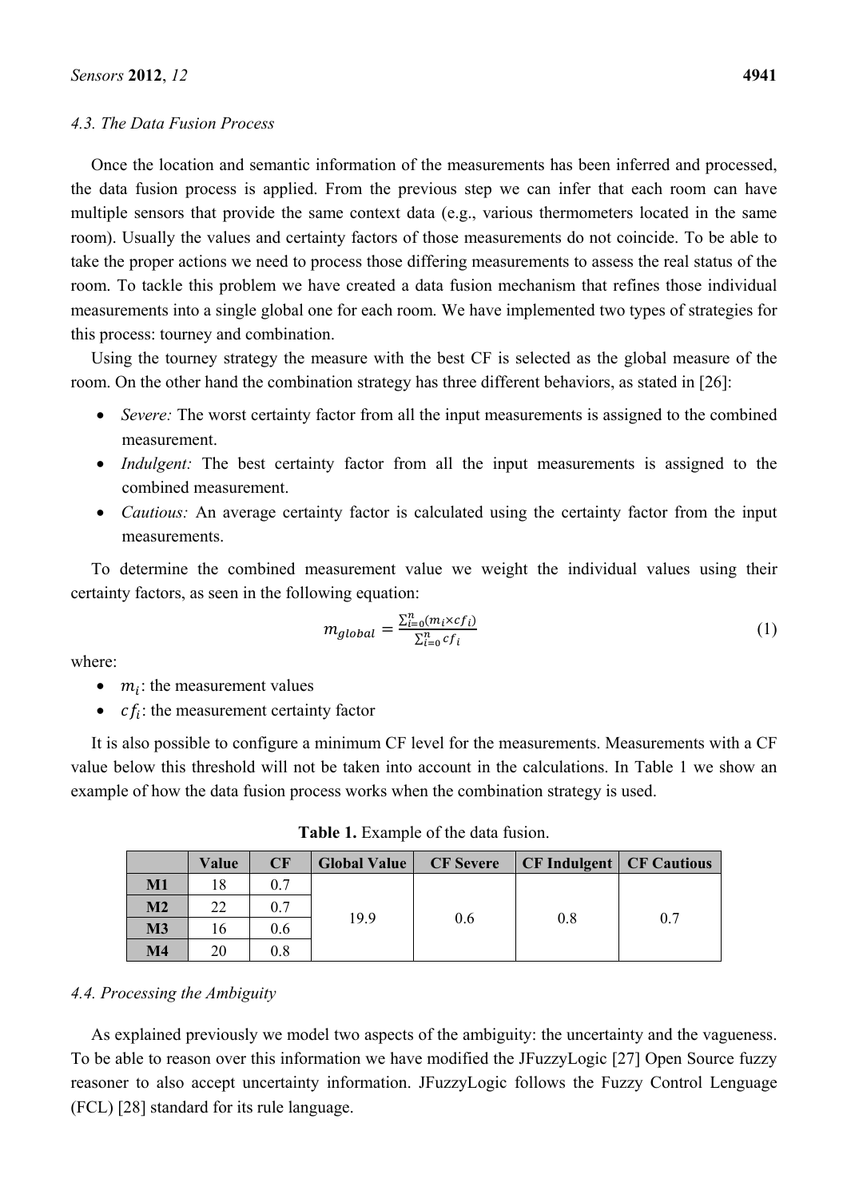### 4.3. The Data Fusion Process

Once the location and semantic information of the measurements has been inferred and processed, the data fusion process is applied. From the previous step we can infer that each room can have multiple sensors that provide the same context data (e.g., various thermometers located in the same room). Usually the values and certainty factors of those measurements do not coincide. To be able to take the proper actions we need to process those differing measurements to assess the real status of the room. To tackle this problem we have created a data fusion mechanism that refines those individual measurements into a single global one for each room. We have implemented two types of strategies for this process: tourney and combination.

Using the tourney strategy the measure with the best CF is selected as the global measure of the room. On the other hand the combination strategy has three different behaviors, as stated in [26]:

- *Severe:* The worst certainty factor from all the input measurements is assigned to the combined measurement.
- *Indulgent:* The best certainty factor from all the input measurements is assigned to the combined measurement.
- *Cautious:* An average certainty factor is calculated using the certainty factor from the input measurements.

To determine the combined measurement value we weight the individual values using their certainty factors, as seen in the following equation:

$$m_{global} = \frac{\sum_{i=0}^{n}(m_i \times cf_i)}{\sum_{i=0}^{n} cf_i} \quad (1)$$

where:

- $m_i$: the measurement values
- $cf_i$: the measurement certainty factor

It is also possible to configure a minimum CF level for the measurements. Measurements with a CF value below this threshold will not be taken into account in the calculations. In Table 1 we show an example of how the data fusion process works when the combination strategy is used.

**Table 1.** Example of the data fusion.

| | Value | CF | Global Value | CF Severe | CF Indulgent | CF Cautious |
|---|---|---|---|---|---|---|
| **M1** | 18 | 0.7 | 19.9 | 0.6 | 0.8 | 0.7 |
| **M2** | 22 | 0.7 | | | | |
| **M3** | 16 | 0.6 | | | | |
| **M4** | 20 | 0.8 | | | | |

### 4.4. Processing the Ambiguity

As explained previously we model two aspects of the ambiguity: the uncertainty and the vagueness. To be able to reason over this information we have modified the JFuzzyLogic [27] Open Source fuzzy reasoner to also accept uncertainty information. JFuzzyLogic follows the Fuzzy Control Lenguage (FCL) [28] standard for its rule language.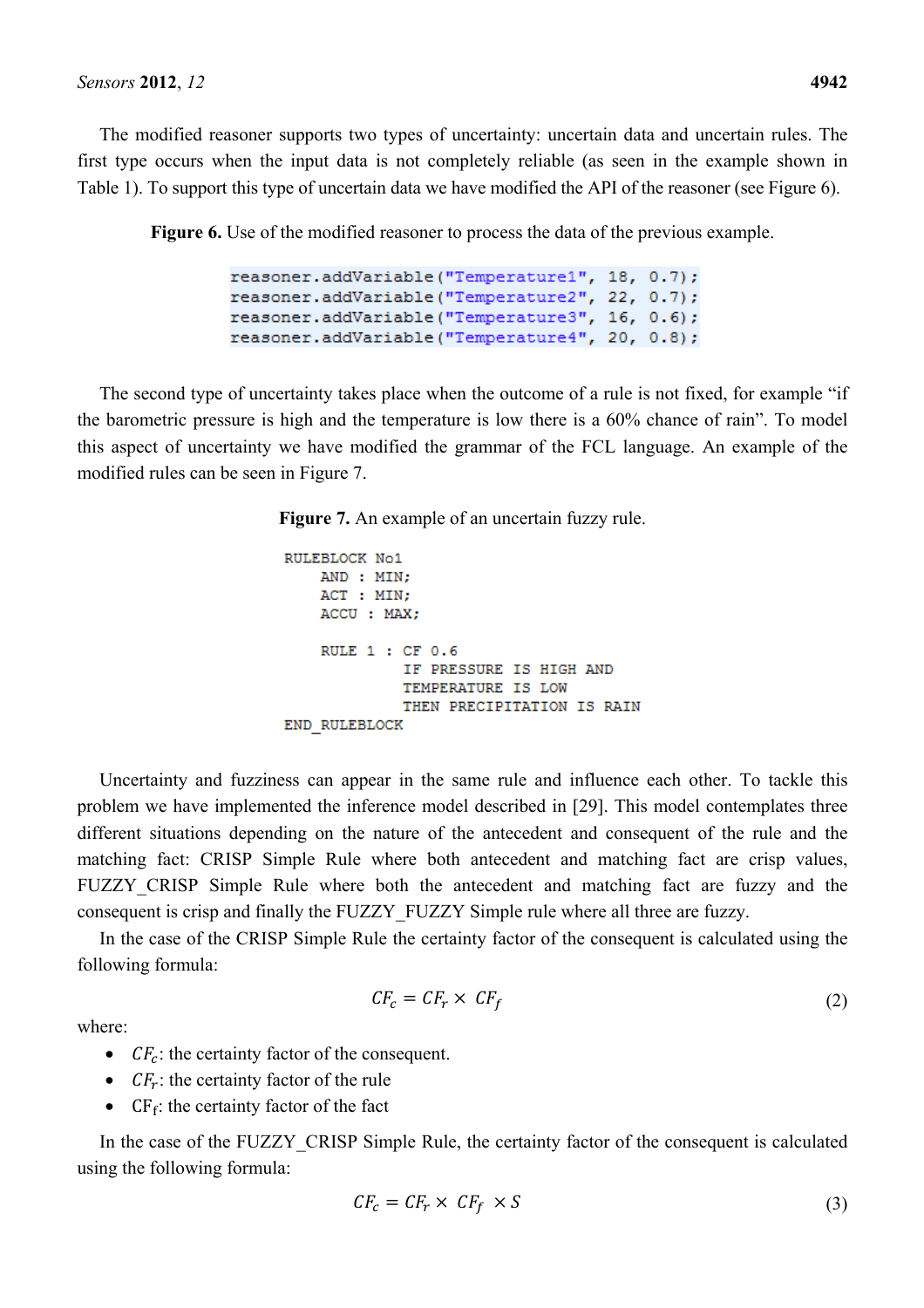The modified reasoner supports two types of uncertainty: uncertain data and uncertain rules. The first type occurs when the input data is not completely reliable (as seen in the example shown in Table 1). To support this type of uncertain data we have modified the API of the reasoner (see Figure 6).

**Figure 6.** Use of the modified reasoner to process the data of the previous example.

```
reasoner.addVariable("Temperature1", 18, 0.7);
reasoner.addVariable("Temperature2", 22, 0.7);
reasoner.addVariable("Temperature3", 16, 0.6);
reasoner.addVariable("Temperature4", 20, 0.8);
```

The second type of uncertainty takes place when the outcome of a rule is not fixed, for example "if the barometric pressure is high and the temperature is low there is a 60% chance of rain". To model this aspect of uncertainty we have modified the grammar of the FCL language. An example of the modified rules can be seen in Figure 7.

**Figure 7.** An example of an uncertain fuzzy rule.

```
RULEBLOCK No1
    AND : MIN;
    ACT : MIN;
    ACCU : MAX;

    RULE 1 : CF 0.6
             IF PRESSURE IS HIGH AND
             TEMPERATURE IS LOW
             THEN PRECIPITATION IS RAIN
END_RULEBLOCK
```

Uncertainty and fuzziness can appear in the same rule and influence each other. To tackle this problem we have implemented the inference model described in [29]. This model contemplates three different situations depending on the nature of the antecedent and consequent of the rule and the matching fact: CRISP Simple Rule where both antecedent and matching fact are crisp values, FUZZY_CRISP Simple Rule where both the antecedent and matching fact are fuzzy and the consequent is crisp and finally the FUZZY_FUZZY Simple rule where all three are fuzzy.

In the case of the CRISP Simple Rule the certainty factor of the consequent is calculated using the following formula:

$$CF_c = CF_r \times CF_f \tag{2}$$

where:

- $CF_c$: the certainty factor of the consequent.
- $CF_r$: the certainty factor of the rule
- $CF_f$: the certainty factor of the fact

In the case of the FUZZY_CRISP Simple Rule, the certainty factor of the consequent is calculated using the following formula:

$$CF_c = CF_r \times CF_f \times S \tag{3}$$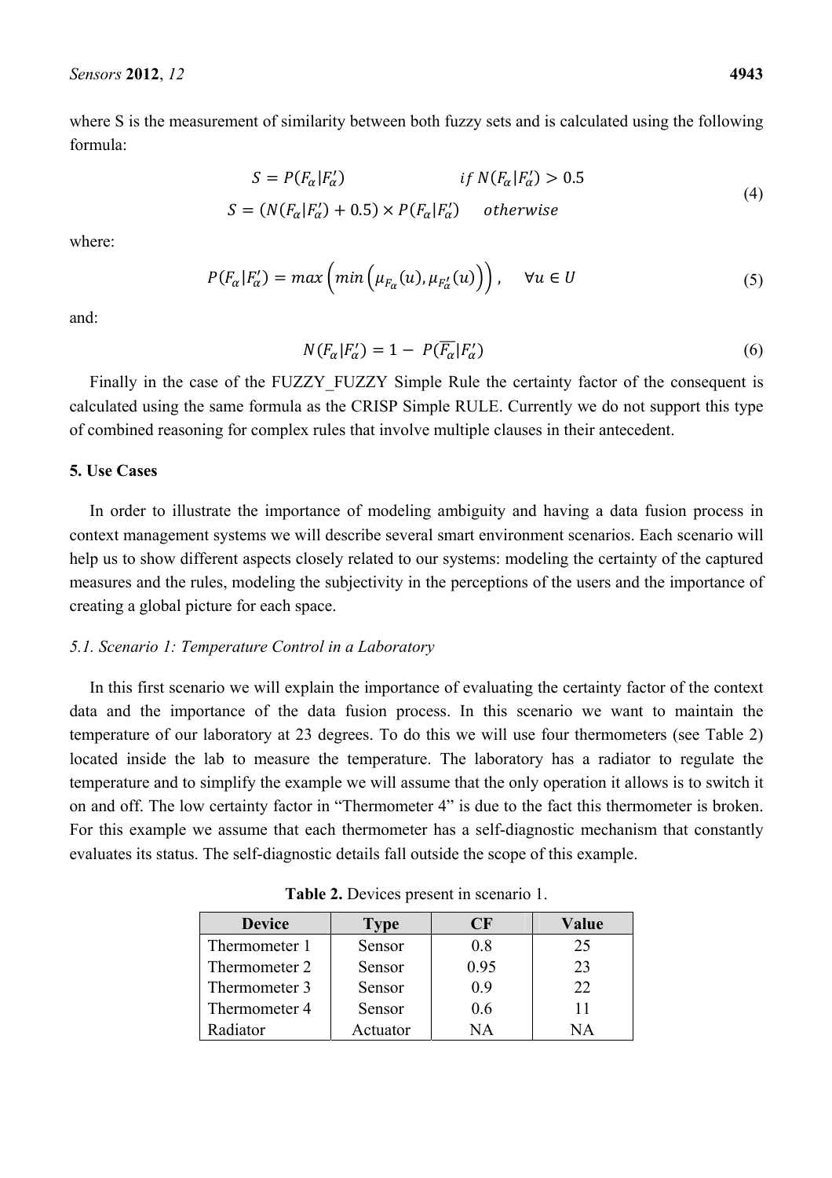where S is the measurement of similarity between both fuzzy sets and is calculated using the following formula:

$$S = P(F_\alpha | F'_\alpha) \qquad\qquad if\ N(F_\alpha | F'_\alpha) > 0.5$$
$$S = (N(F_\alpha | F'_\alpha) + 0.5) \times P(F_\alpha | F'_\alpha) \qquad otherwise \tag{4}$$

where:

$$P(F_\alpha | F'_\alpha) = max\left(min\left(\mu_{F_\alpha}(u), \mu_{F'_\alpha}(u)\right)\right), \quad \forall u \in U \tag{5}$$

and:

$$N(F_\alpha | F'_\alpha) = 1 - P(\overline{F_\alpha} | F'_\alpha) \tag{6}$$

Finally in the case of the FUZZY_FUZZY Simple Rule the certainty factor of the consequent is calculated using the same formula as the CRISP Simple RULE. Currently we do not support this type of combined reasoning for complex rules that involve multiple clauses in their antecedent.

## 5. Use Cases

In order to illustrate the importance of modeling ambiguity and having a data fusion process in context management systems we will describe several smart environment scenarios. Each scenario will help us to show different aspects closely related to our systems: modeling the certainty of the captured measures and the rules, modeling the subjectivity in the perceptions of the users and the importance of creating a global picture for each space.

### *5.1. Scenario 1: Temperature Control in a Laboratory*

In this first scenario we will explain the importance of evaluating the certainty factor of the context data and the importance of the data fusion process. In this scenario we want to maintain the temperature of our laboratory at 23 degrees. To do this we will use four thermometers (see Table 2) located inside the lab to measure the temperature. The laboratory has a radiator to regulate the temperature and to simplify the example we will assume that the only operation it allows is to switch it on and off. The low certainty factor in "Thermometer 4" is due to the fact this thermometer is broken. For this example we assume that each thermometer has a self-diagnostic mechanism that constantly evaluates its status. The self-diagnostic details fall outside the scope of this example.

**Table 2.** Devices present in scenario 1.

| Device | Type | CF | Value |
|---|---|---|---|
| Thermometer 1 | Sensor | 0.8 | 25 |
| Thermometer 2 | Sensor | 0.95 | 23 |
| Thermometer 3 | Sensor | 0.9 | 22 |
| Thermometer 4 | Sensor | 0.6 | 11 |
| Radiator | Actuator | NA | NA |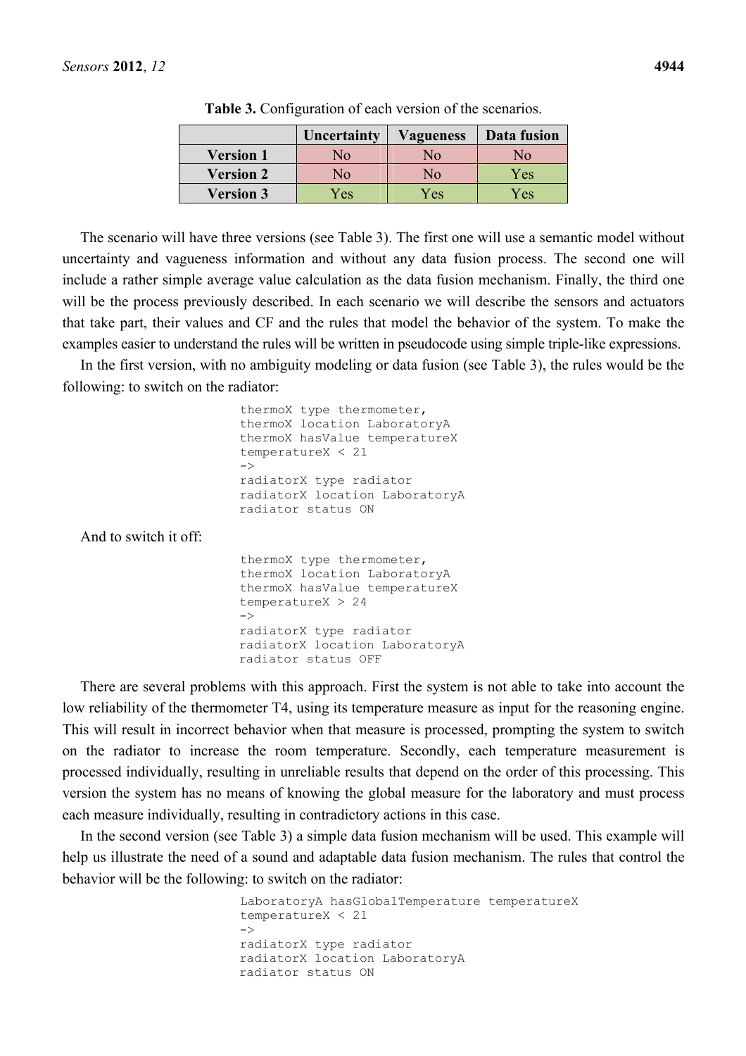**Table 3.** Configuration of each version of the scenarios.

| | Uncertainty | Vagueness | Data fusion |
|---|---|---|---|
| **Version 1** | No | No | No |
| **Version 2** | No | No | Yes |
| **Version 3** | Yes | Yes | Yes |

The scenario will have three versions (see Table 3). The first one will use a semantic model without uncertainty and vagueness information and without any data fusion process. The second one will include a rather simple average value calculation as the data fusion mechanism. Finally, the third one will be the process previously described. In each scenario we will describe the sensors and actuators that take part, their values and CF and the rules that model the behavior of the system. To make the examples easier to understand the rules will be written in pseudocode using simple triple-like expressions.

In the first version, with no ambiguity modeling or data fusion (see Table 3), the rules would be the following: to switch on the radiator:

```
thermoX type thermometer,
thermoX location LaboratoryA
thermoX hasValue temperatureX
temperatureX < 21
->
radiatorX type radiator
radiatorX location LaboratoryA
radiator status ON
```

And to switch it off:

```
thermoX type thermometer,
thermoX location LaboratoryA
thermoX hasValue temperatureX
temperatureX > 24
->
radiatorX type radiator
radiatorX location LaboratoryA
radiator status OFF
```

There are several problems with this approach. First the system is not able to take into account the low reliability of the thermometer T4, using its temperature measure as input for the reasoning engine. This will result in incorrect behavior when that measure is processed, prompting the system to switch on the radiator to increase the room temperature. Secondly, each temperature measurement is processed individually, resulting in unreliable results that depend on the order of this processing. This version the system has no means of knowing the global measure for the laboratory and must process each measure individually, resulting in contradictory actions in this case.

In the second version (see Table 3) a simple data fusion mechanism will be used. This example will help us illustrate the need of a sound and adaptable data fusion mechanism. The rules that control the behavior will be the following: to switch on the radiator:

```
LaboratoryA hasGlobalTemperature temperatureX
temperatureX < 21
->
radiatorX type radiator
radiatorX location LaboratoryA
radiator status ON
```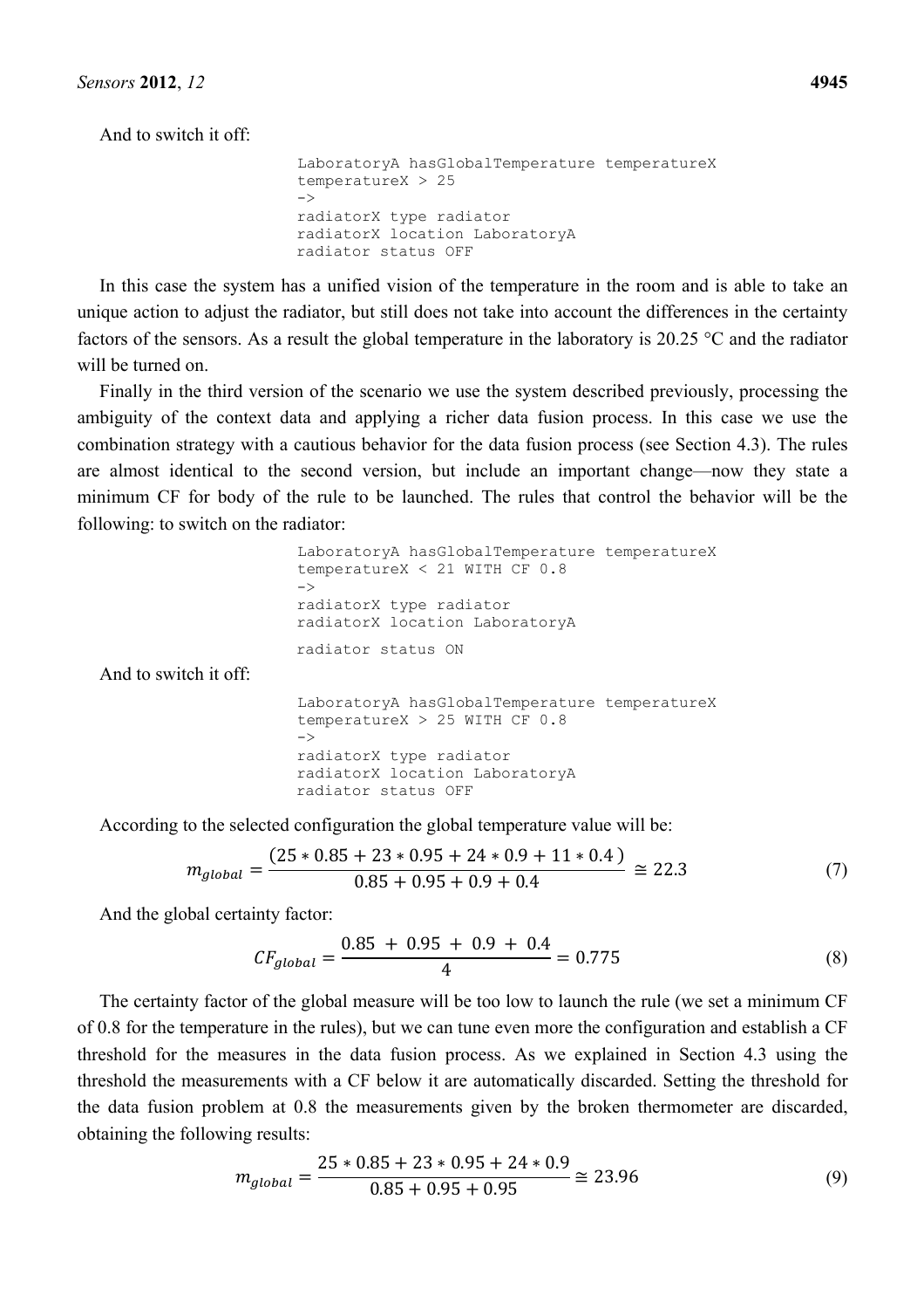And to switch it off:

```
LaboratoryA hasGlobalTemperature temperatureX
temperatureX > 25
->
radiatorX type radiator
radiatorX location LaboratoryA
radiator status OFF
```

In this case the system has a unified vision of the temperature in the room and is able to take an unique action to adjust the radiator, but still does not take into account the differences in the certainty factors of the sensors. As a result the global temperature in the laboratory is 20.25 °C and the radiator will be turned on.

Finally in the third version of the scenario we use the system described previously, processing the ambiguity of the context data and applying a richer data fusion process. In this case we use the combination strategy with a cautious behavior for the data fusion process (see Section 4.3). The rules are almost identical to the second version, but include an important change—now they state a minimum CF for body of the rule to be launched. The rules that control the behavior will be the following: to switch on the radiator:

```
LaboratoryA hasGlobalTemperature temperatureX
temperatureX < 21 WITH CF 0.8
->
radiatorX type radiator
radiatorX location LaboratoryA
radiator status ON
```

And to switch it off:

```
LaboratoryA hasGlobalTemperature temperatureX
temperatureX > 25 WITH CF 0.8
->
radiatorX type radiator
radiatorX location LaboratoryA
radiator status OFF
```

According to the selected configuration the global temperature value will be:

$$m_{global} = \frac{(25 * 0.85 + 23 * 0.95 + 24 * 0.9 + 11 * 0.4\,)}{0.85 + 0.95 + 0.9 + 0.4} \cong 22.3 \tag{7}$$

And the global certainty factor:

$$CF_{global} = \frac{0.85\ +\ 0.95\ +\ 0.9\ +\ 0.4}{4} = 0.775 \tag{8}$$

The certainty factor of the global measure will be too low to launch the rule (we set a minimum CF of 0.8 for the temperature in the rules), but we can tune even more the configuration and establish a CF threshold for the measures in the data fusion process. As we explained in Section 4.3 using the threshold the measurements with a CF below it are automatically discarded. Setting the threshold for the data fusion problem at 0.8 the measurements given by the broken thermometer are discarded, obtaining the following results:

$$m_{global} = \frac{25 * 0.85 + 23 * 0.95 + 24 * 0.9}{0.85 + 0.95 + 0.95} \cong 23.96 \tag{9}$$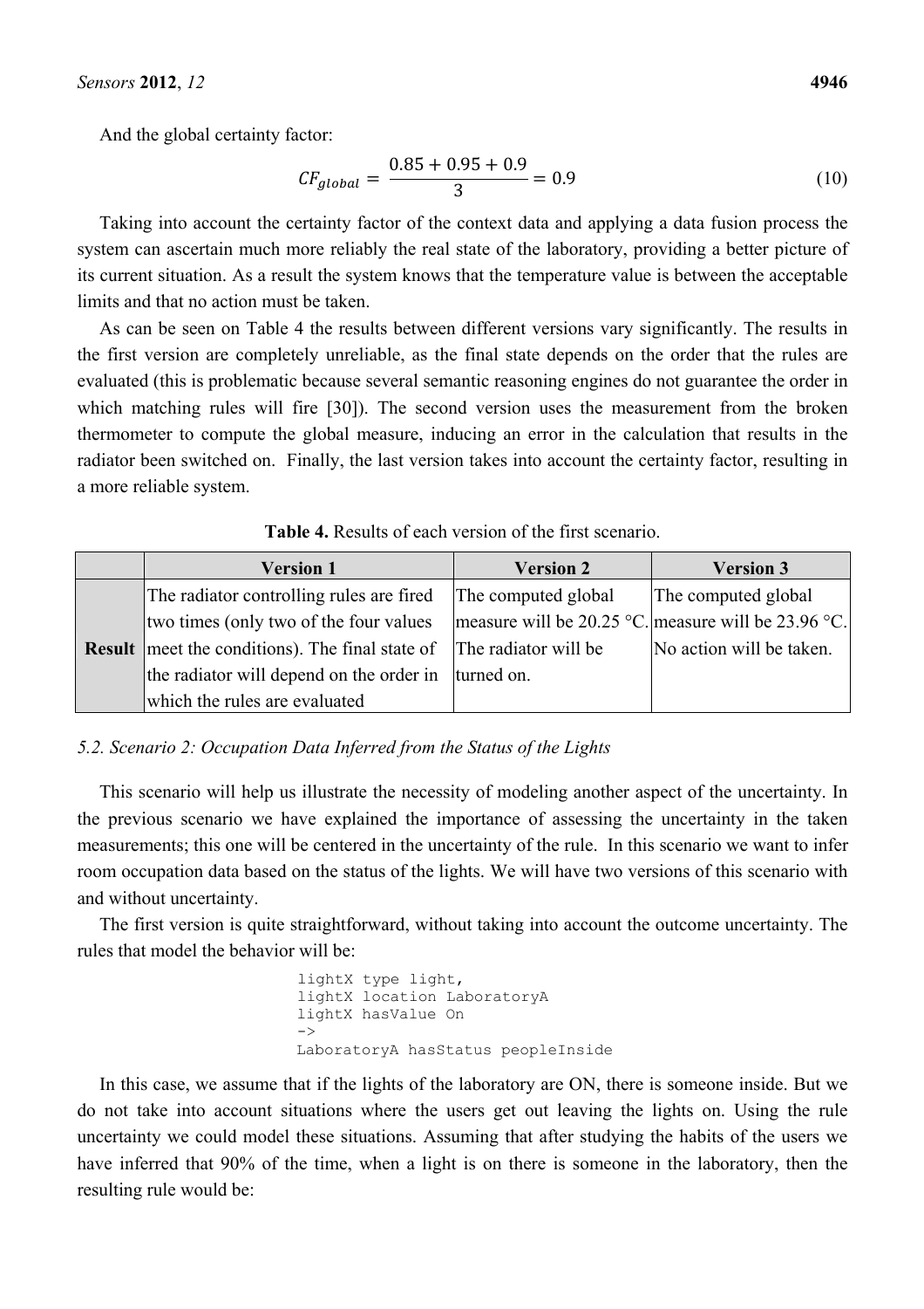And the global certainty factor:

$$CF_{global} = \frac{0.85 + 0.95 + 0.9}{3} = 0.9 \tag{10}$$

Taking into account the certainty factor of the context data and applying a data fusion process the system can ascertain much more reliably the real state of the laboratory, providing a better picture of its current situation. As a result the system knows that the temperature value is between the acceptable limits and that no action must be taken.

As can be seen on Table 4 the results between different versions vary significantly. The results in the first version are completely unreliable, as the final state depends on the order that the rules are evaluated (this is problematic because several semantic reasoning engines do not guarantee the order in which matching rules will fire [30]). The second version uses the measurement from the broken thermometer to compute the global measure, inducing an error in the calculation that results in the radiator been switched on. Finally, the last version takes into account the certainty factor, resulting in a more reliable system.

**Table 4.** Results of each version of the first scenario.

| | Version 1 | Version 2 | Version 3 |
|---|---|---|---|
| **Result** | The radiator controlling rules are fired two times (only two of the four values meet the conditions). The final state of the radiator will depend on the order in which the rules are evaluated | The computed global measure will be 20.25 °C. The radiator will be turned on. | The computed global measure will be 23.96 °C. No action will be taken. |

### 5.2. Scenario 2: Occupation Data Inferred from the Status of the Lights

This scenario will help us illustrate the necessity of modeling another aspect of the uncertainty. In the previous scenario we have explained the importance of assessing the uncertainty in the taken measurements; this one will be centered in the uncertainty of the rule. In this scenario we want to infer room occupation data based on the status of the lights. We will have two versions of this scenario with and without uncertainty.

The first version is quite straightforward, without taking into account the outcome uncertainty. The rules that model the behavior will be:

```
lightX type light,
lightX location LaboratoryA
lightX hasValue On
->
LaboratoryA hasStatus peopleInside
```

In this case, we assume that if the lights of the laboratory are ON, there is someone inside. But we do not take into account situations where the users get out leaving the lights on. Using the rule uncertainty we could model these situations. Assuming that after studying the habits of the users we have inferred that 90% of the time, when a light is on there is someone in the laboratory, then the resulting rule would be: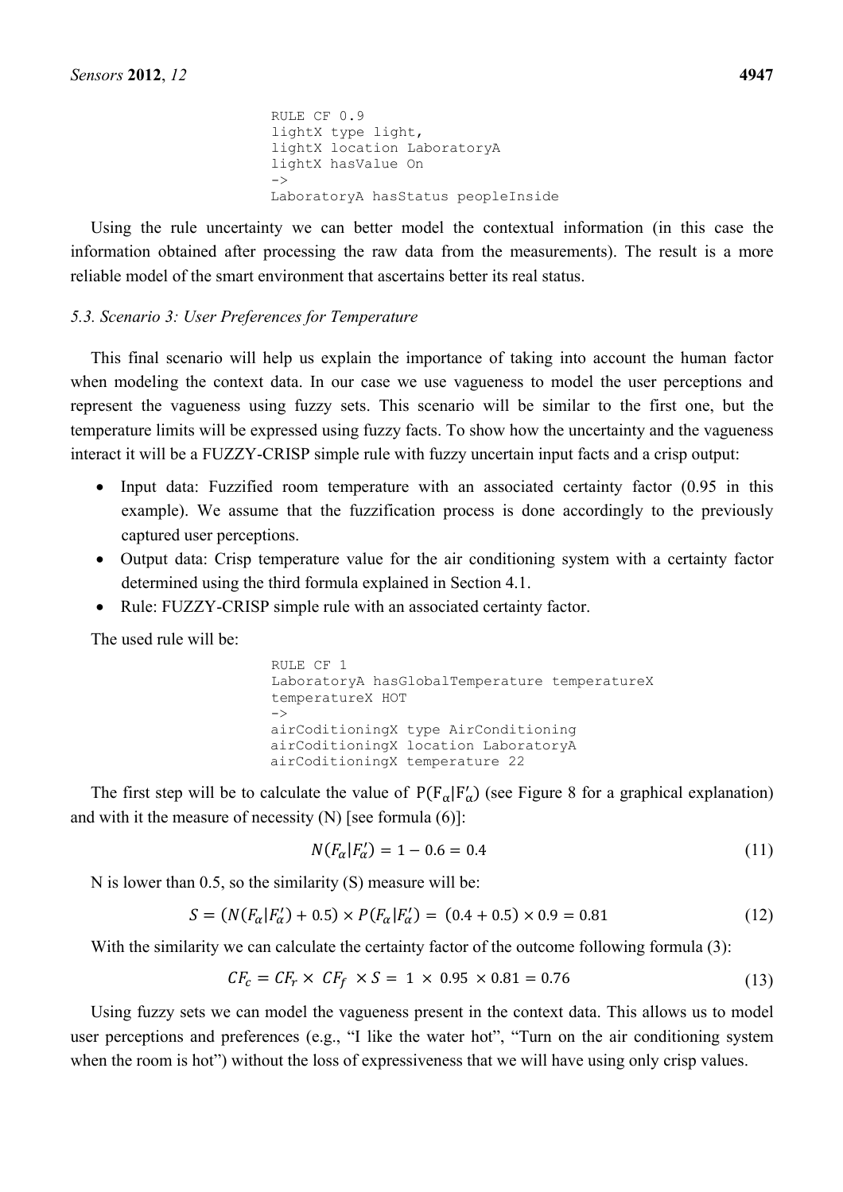```
RULE CF 0.9
lightX type light,
lightX location LaboratoryA
lightX hasValue On
->
LaboratoryA hasStatus peopleInside
```

Using the rule uncertainty we can better model the contextual information (in this case the information obtained after processing the raw data from the measurements). The result is a more reliable model of the smart environment that ascertains better its real status.

### *5.3. Scenario 3: User Preferences for Temperature*

This final scenario will help us explain the importance of taking into account the human factor when modeling the context data. In our case we use vagueness to model the user perceptions and represent the vagueness using fuzzy sets. This scenario will be similar to the first one, but the temperature limits will be expressed using fuzzy facts. To show how the uncertainty and the vagueness interact it will be a FUZZY-CRISP simple rule with fuzzy uncertain input facts and a crisp output:

- Input data: Fuzzified room temperature with an associated certainty factor (0.95 in this example). We assume that the fuzzification process is done accordingly to the previously captured user perceptions.
- Output data: Crisp temperature value for the air conditioning system with a certainty factor determined using the third formula explained in Section 4.1.
- Rule: FUZZY-CRISP simple rule with an associated certainty factor.

The used rule will be:

```
RULE CF 1
LaboratoryA hasGlobalTemperature temperatureX
temperatureX HOT
->
airCoditioningX type AirConditioning
airCoditioningX location LaboratoryA
airCoditioningX temperature 22
```

The first step will be to calculate the value of $P(F_\alpha|F'_\alpha)$ (see Figure 8 for a graphical explanation) and with it the measure of necessity (N) [see formula (6)]:

$$N(F_\alpha|F'_\alpha) = 1 - 0.6 = 0.4 \tag{11}$$

N is lower than 0.5, so the similarity (S) measure will be:

$$S = (N(F_\alpha|F'_\alpha) + 0.5) \times P(F_\alpha|F'_\alpha) = (0.4 + 0.5) \times 0.9 = 0.81 \tag{12}$$

With the similarity we can calculate the certainty factor of the outcome following formula (3):

$$CF_c = CF_r \times CF_f \times S = 1 \times 0.95 \times 0.81 = 0.76 \tag{13}$$

Using fuzzy sets we can model the vagueness present in the context data. This allows us to model user perceptions and preferences (e.g., "I like the water hot", "Turn on the air conditioning system when the room is hot") without the loss of expressiveness that we will have using only crisp values.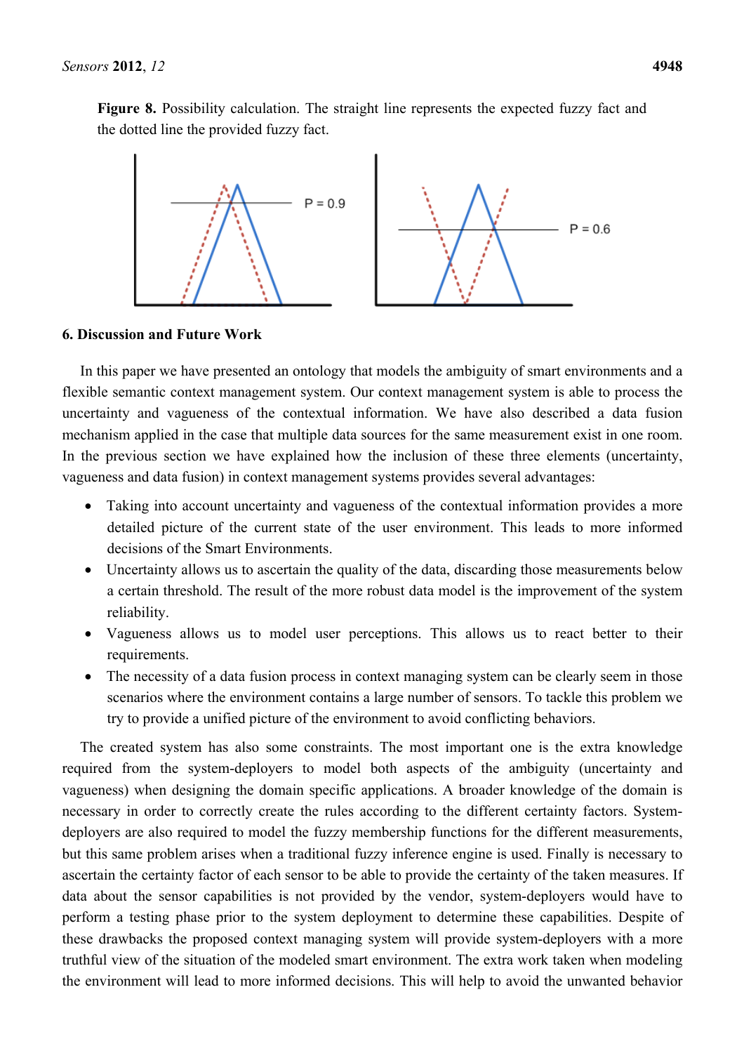**Figure 8.** Possibility calculation. The straight line represents the expected fuzzy fact and the dotted line the provided fuzzy fact.

P = 0.9

P = 0.6

## 6. Discussion and Future Work

In this paper we have presented an ontology that models the ambiguity of smart environments and a flexible semantic context management system. Our context management system is able to process the uncertainty and vagueness of the contextual information. We have also described a data fusion mechanism applied in the case that multiple data sources for the same measurement exist in one room. In the previous section we have explained how the inclusion of these three elements (uncertainty, vagueness and data fusion) in context management systems provides several advantages:

- Taking into account uncertainty and vagueness of the contextual information provides a more detailed picture of the current state of the user environment. This leads to more informed decisions of the Smart Environments.
- Uncertainty allows us to ascertain the quality of the data, discarding those measurements below a certain threshold. The result of the more robust data model is the improvement of the system reliability.
- Vagueness allows us to model user perceptions. This allows us to react better to their requirements.
- The necessity of a data fusion process in context managing system can be clearly seem in those scenarios where the environment contains a large number of sensors. To tackle this problem we try to provide a unified picture of the environment to avoid conflicting behaviors.

The created system has also some constraints. The most important one is the extra knowledge required from the system-deployers to model both aspects of the ambiguity (uncertainty and vagueness) when designing the domain specific applications. A broader knowledge of the domain is necessary in order to correctly create the rules according to the different certainty factors. System-deployers are also required to model the fuzzy membership functions for the different measurements, but this same problem arises when a traditional fuzzy inference engine is used. Finally is necessary to ascertain the certainty factor of each sensor to be able to provide the certainty of the taken measures. If data about the sensor capabilities is not provided by the vendor, system-deployers would have to perform a testing phase prior to the system deployment to determine these capabilities. Despite of these drawbacks the proposed context managing system will provide system-deployers with a more truthful view of the situation of the modeled smart environment. The extra work taken when modeling the environment will lead to more informed decisions. This will help to avoid the unwanted behavior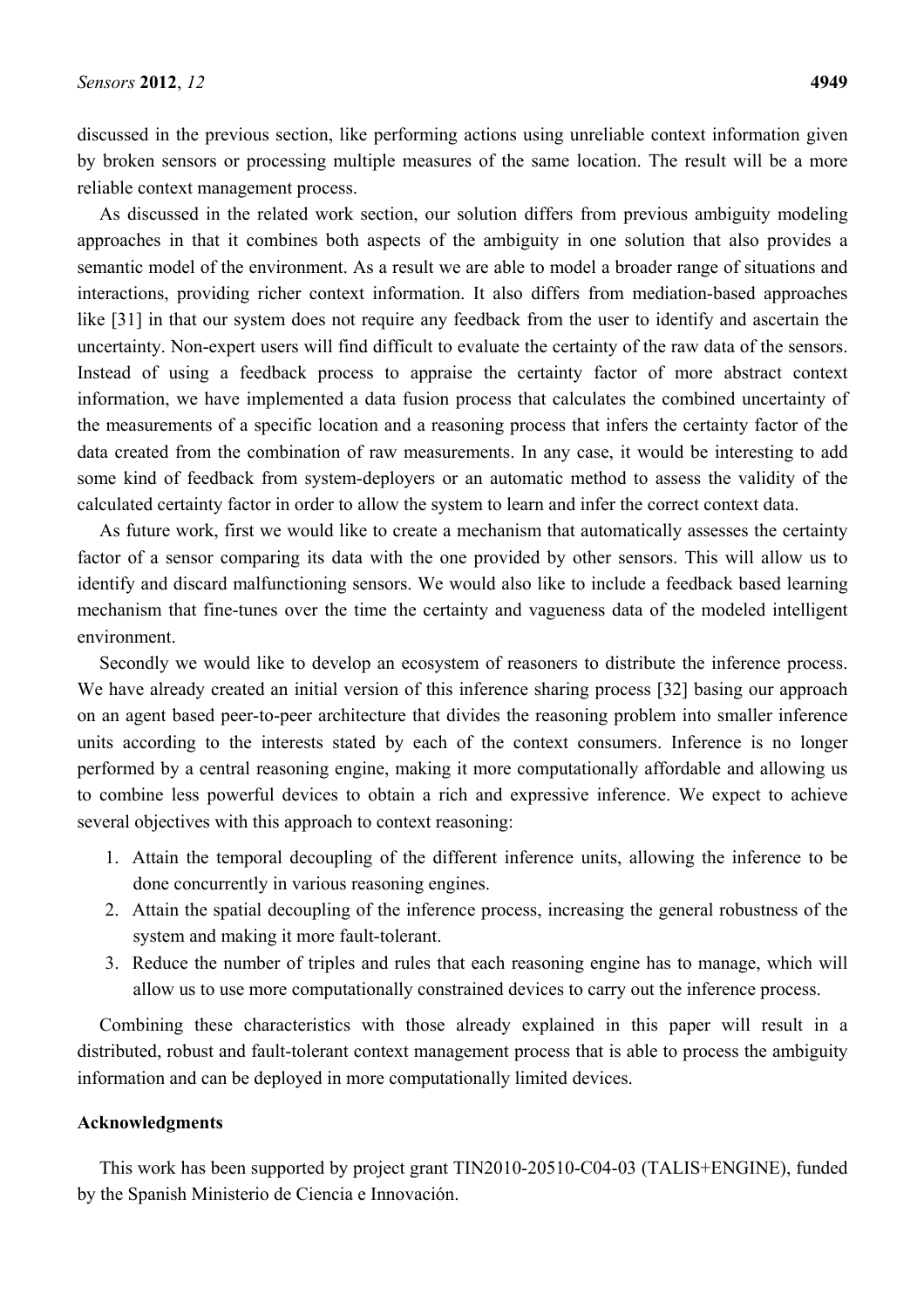discussed in the previous section, like performing actions using unreliable context information given by broken sensors or processing multiple measures of the same location. The result will be a more reliable context management process.

As discussed in the related work section, our solution differs from previous ambiguity modeling approaches in that it combines both aspects of the ambiguity in one solution that also provides a semantic model of the environment. As a result we are able to model a broader range of situations and interactions, providing richer context information. It also differs from mediation-based approaches like [31] in that our system does not require any feedback from the user to identify and ascertain the uncertainty. Non-expert users will find difficult to evaluate the certainty of the raw data of the sensors. Instead of using a feedback process to appraise the certainty factor of more abstract context information, we have implemented a data fusion process that calculates the combined uncertainty of the measurements of a specific location and a reasoning process that infers the certainty factor of the data created from the combination of raw measurements. In any case, it would be interesting to add some kind of feedback from system-deployers or an automatic method to assess the validity of the calculated certainty factor in order to allow the system to learn and infer the correct context data.

As future work, first we would like to create a mechanism that automatically assesses the certainty factor of a sensor comparing its data with the one provided by other sensors. This will allow us to identify and discard malfunctioning sensors. We would also like to include a feedback based learning mechanism that fine-tunes over the time the certainty and vagueness data of the modeled intelligent environment.

Secondly we would like to develop an ecosystem of reasoners to distribute the inference process. We have already created an initial version of this inference sharing process [32] basing our approach on an agent based peer-to-peer architecture that divides the reasoning problem into smaller inference units according to the interests stated by each of the context consumers. Inference is no longer performed by a central reasoning engine, making it more computationally affordable and allowing us to combine less powerful devices to obtain a rich and expressive inference. We expect to achieve several objectives with this approach to context reasoning:

1. Attain the temporal decoupling of the different inference units, allowing the inference to be done concurrently in various reasoning engines.
2. Attain the spatial decoupling of the inference process, increasing the general robustness of the system and making it more fault-tolerant.
3. Reduce the number of triples and rules that each reasoning engine has to manage, which will allow us to use more computationally constrained devices to carry out the inference process.

Combining these characteristics with those already explained in this paper will result in a distributed, robust and fault-tolerant context management process that is able to process the ambiguity information and can be deployed in more computationally limited devices.

## Acknowledgments

This work has been supported by project grant TIN2010-20510-C04-03 (TALIS+ENGINE), funded by the Spanish Ministerio de Ciencia e Innovación.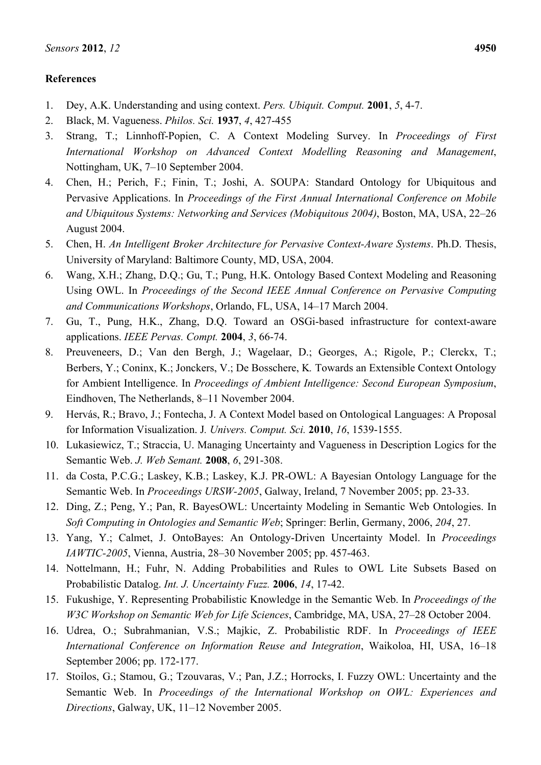## References

1. Dey, A.K. Understanding and using context. *Pers. Ubiquit. Comput.* **2001**, *5*, 4-7.
2. Black, M. Vagueness. *Philos. Sci.* **1937**, *4*, 427-455
3. Strang, T.; Linnhoff-Popien, C. A Context Modeling Survey. In *Proceedings of First International Workshop on Advanced Context Modelling Reasoning and Management*, Nottingham, UK, 7–10 September 2004.
4. Chen, H.; Perich, F.; Finin, T.; Joshi, A. SOUPA: Standard Ontology for Ubiquitous and Pervasive Applications. In *Proceedings of the First Annual International Conference on Mobile and Ubiquitous Systems: Networking and Services (Mobiquitous 2004)*, Boston, MA, USA, 22–26 August 2004.
5. Chen, H. *An Intelligent Broker Architecture for Pervasive Context-Aware Systems*. Ph.D. Thesis, University of Maryland: Baltimore County, MD, USA, 2004.
6. Wang, X.H.; Zhang, D.Q.; Gu, T.; Pung, H.K. Ontology Based Context Modeling and Reasoning Using OWL. In *Proceedings of the Second IEEE Annual Conference on Pervasive Computing and Communications Workshops*, Orlando, FL, USA, 14–17 March 2004.
7. Gu, T., Pung, H.K., Zhang, D.Q. Toward an OSGi-based infrastructure for context-aware applications. *IEEE Pervas. Compt.* **2004**, *3*, 66-74.
8. Preuveneers, D.; Van den Bergh, J.; Wagelaar, D.; Georges, A.; Rigole, P.; Clerckx, T.; Berbers, Y.; Coninx, K.; Jonckers, V.; De Bosschere, K. Towards an Extensible Context Ontology for Ambient Intelligence. In *Proceedings of Ambient Intelligence: Second European Symposium*, Eindhoven, The Netherlands, 8–11 November 2004.
9. Hervás, R.; Bravo, J.; Fontecha, J. A Context Model based on Ontological Languages: A Proposal for Information Visualization. J*. Univers. Comput. Sci.* **2010**, *16*, 1539-1555.
10. Lukasiewicz, T.; Straccia, U. Managing Uncertainty and Vagueness in Description Logics for the Semantic Web. *J. Web Semant.* **2008**, *6*, 291-308.
11. da Costa, P.C.G.; Laskey, K.B.; Laskey, K.J. PR-OWL: A Bayesian Ontology Language for the Semantic Web. In *Proceedings URSW-2005*, Galway, Ireland, 7 November 2005; pp. 23-33.
12. Ding, Z.; Peng, Y.; Pan, R. BayesOWL: Uncertainty Modeling in Semantic Web Ontologies. In *Soft Computing in Ontologies and Semantic Web*; Springer: Berlin, Germany, 2006, *204*, 27.
13. Yang, Y.; Calmet, J. OntoBayes: An Ontology-Driven Uncertainty Model. In *Proceedings IAWTIC-2005*, Vienna, Austria, 28–30 November 2005; pp. 457-463.
14. Nottelmann, H.; Fuhr, N. Adding Probabilities and Rules to OWL Lite Subsets Based on Probabilistic Datalog. *Int. J. Uncertainty Fuzz.* **2006**, *14*, 17-42.
15. Fukushige, Y. Representing Probabilistic Knowledge in the Semantic Web. In *Proceedings of the W3C Workshop on Semantic Web for Life Sciences*, Cambridge, MA, USA, 27–28 October 2004.
16. Udrea, O.; Subrahmanian, V.S.; Majkic, Z. Probabilistic RDF. In *Proceedings of IEEE International Conference on Information Reuse and Integration*, Waikoloa, HI, USA, 16–18 September 2006; pp. 172-177.
17. Stoilos, G.; Stamou, G.; Tzouvaras, V.; Pan, J.Z.; Horrocks, I. Fuzzy OWL: Uncertainty and the Semantic Web. In *Proceedings of the International Workshop on OWL: Experiences and Directions*, Galway, UK, 11–12 November 2005.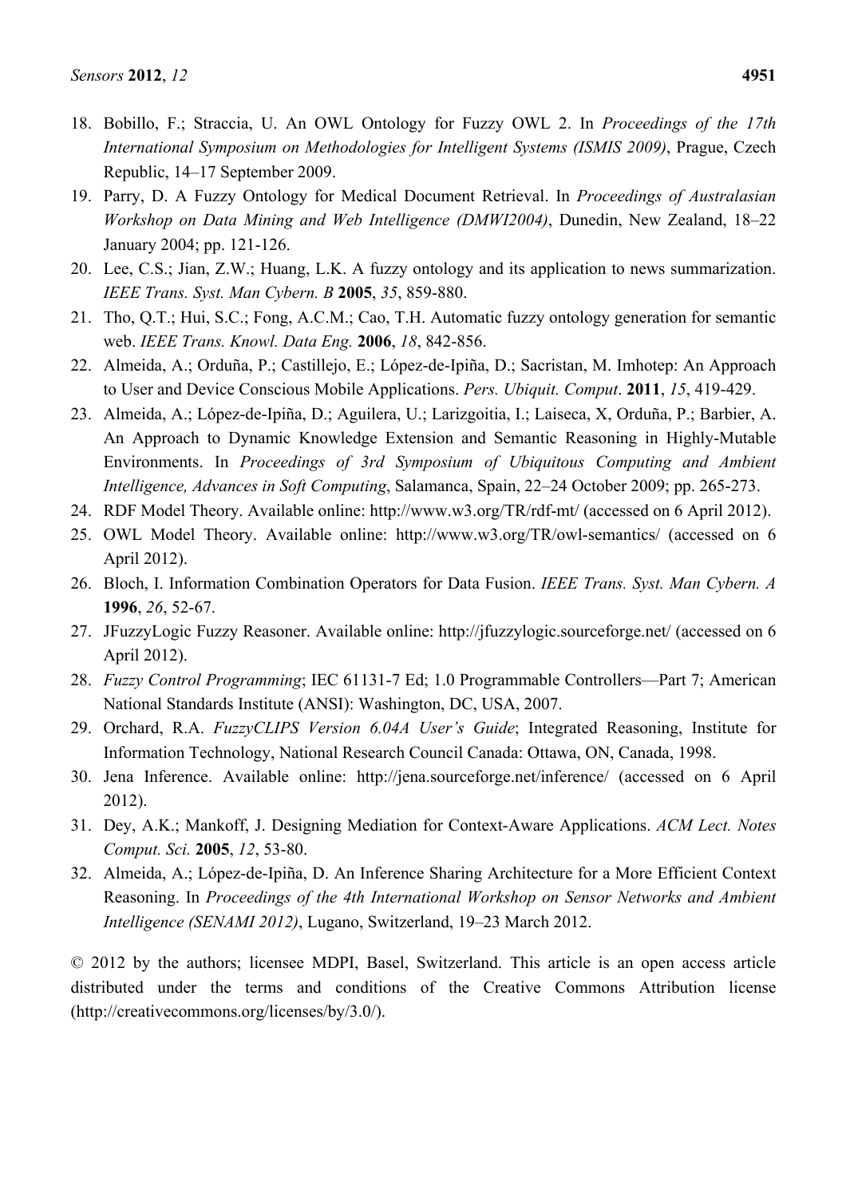18. Bobillo, F.; Straccia, U. An OWL Ontology for Fuzzy OWL 2. In *Proceedings of the 17th International Symposium on Methodologies for Intelligent Systems (ISMIS 2009)*, Prague, Czech Republic, 14–17 September 2009.
19. Parry, D. A Fuzzy Ontology for Medical Document Retrieval. In *Proceedings of Australasian Workshop on Data Mining and Web Intelligence (DMWI2004)*, Dunedin, New Zealand, 18–22 January 2004; pp. 121-126.
20. Lee, C.S.; Jian, Z.W.; Huang, L.K. A fuzzy ontology and its application to news summarization. *IEEE Trans. Syst. Man Cybern. B* **2005**, *35*, 859-880.
21. Tho, Q.T.; Hui, S.C.; Fong, A.C.M.; Cao, T.H. Automatic fuzzy ontology generation for semantic web. *IEEE Trans. Knowl. Data Eng.* **2006**, *18*, 842-856.
22. Almeida, A.; Orduña, P.; Castillejo, E.; López-de-Ipiña, D.; Sacristan, M. Imhotep: An Approach to User and Device Conscious Mobile Applications. *Pers. Ubiquit. Comput*. **2011**, *15*, 419-429.
23. Almeida, A.; López-de-Ipiña, D.; Aguilera, U.; Larizgoitia, I.; Laiseca, X, Orduña, P.; Barbier, A. An Approach to Dynamic Knowledge Extension and Semantic Reasoning in Highly-Mutable Environments. In *Proceedings of 3rd Symposium of Ubiquitous Computing and Ambient Intelligence, Advances in Soft Computing*, Salamanca, Spain, 22–24 October 2009; pp. 265-273.
24. RDF Model Theory. Available online: http://www.w3.org/TR/rdf-mt/ (accessed on 6 April 2012).
25. OWL Model Theory. Available online: http://www.w3.org/TR/owl-semantics/ (accessed on 6 April 2012).
26. Bloch, I. Information Combination Operators for Data Fusion. *IEEE Trans. Syst. Man Cybern. A* **1996**, *26*, 52-67.
27. JFuzzyLogic Fuzzy Reasoner. Available online: http://jfuzzylogic.sourceforge.net/ (accessed on 6 April 2012).
28. *Fuzzy Control Programming*; IEC 61131-7 Ed; 1.0 Programmable Controllers—Part 7; American National Standards Institute (ANSI): Washington, DC, USA, 2007.
29. Orchard, R.A. *FuzzyCLIPS Version 6.04A User's Guide*; Integrated Reasoning, Institute for Information Technology, National Research Council Canada: Ottawa, ON, Canada, 1998.
30. Jena Inference. Available online: http://jena.sourceforge.net/inference/ (accessed on 6 April 2012).
31. Dey, A.K.; Mankoff, J. Designing Mediation for Context-Aware Applications. *ACM Lect. Notes Comput. Sci.* **2005**, *12*, 53-80.
32. Almeida, A.; López-de-Ipiña, D. An Inference Sharing Architecture for a More Efficient Context Reasoning. In *Proceedings of the 4th International Workshop on Sensor Networks and Ambient Intelligence (SENAMI 2012)*, Lugano, Switzerland, 19–23 March 2012.

© 2012 by the authors; licensee MDPI, Basel, Switzerland. This article is an open access article distributed under the terms and conditions of the Creative Commons Attribution license (http://creativecommons.org/licenses/by/3.0/).